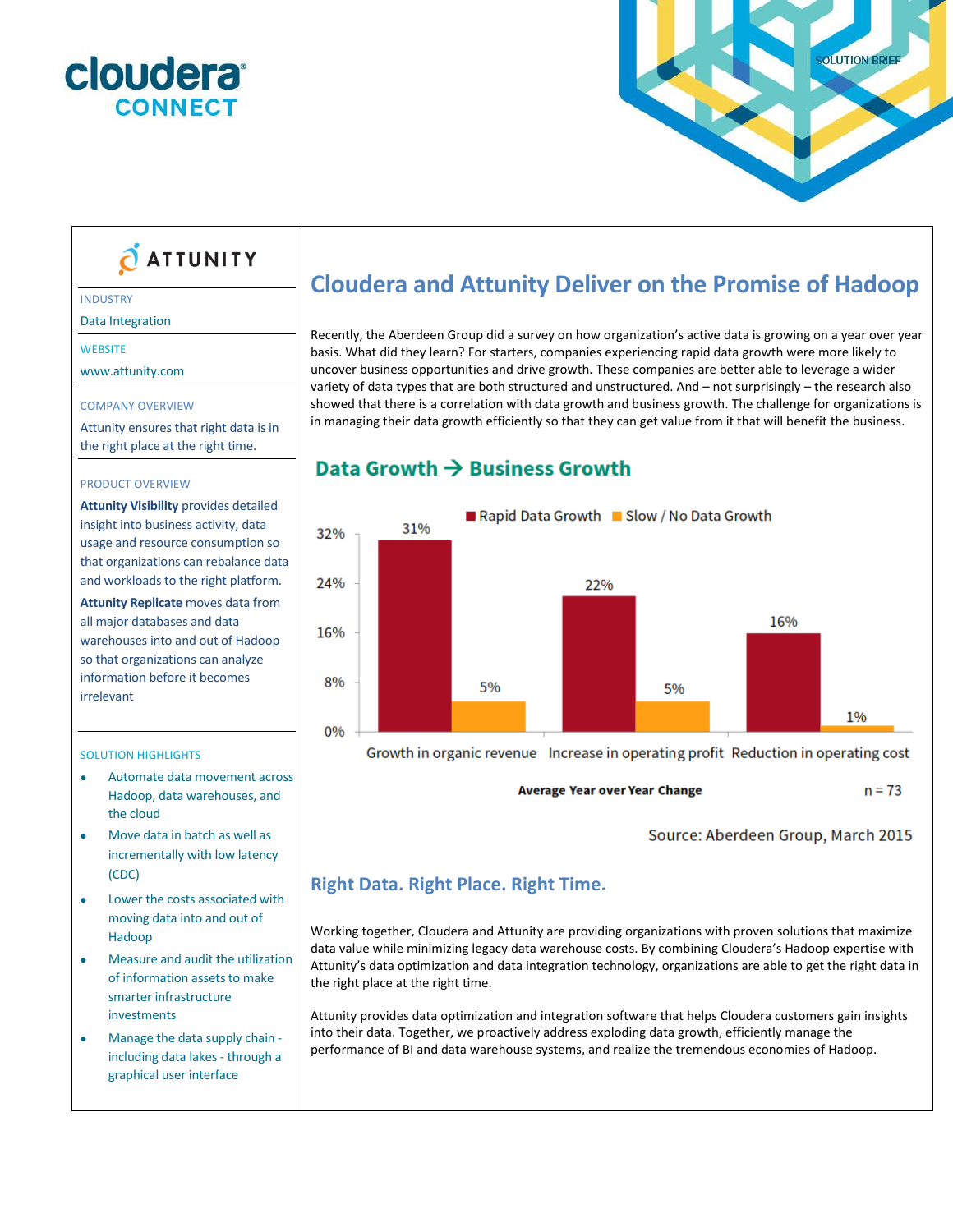cloudera CONNECT

SOLUTION BRIEF

ATTUNITY

INDUSTRY

Data Integration

WEBSITE

www.attunity.com

COMPANY OVERVIEW

Attunity ensures that right data is in the right place at the right time.

PRODUCT OVERVIEW

**Attunity Visibility** provides detailed insight into business activity, data usage and resource consumption so that organizations can rebalance data and workloads to the right platform.

**Attunity Replicate** moves data from all major databases and data warehouses into and out of Hadoop so that organizations can analyze information before it becomes irrelevant

SOLUTION HIGHLIGHTS

- Automate data movement across Hadoop, data warehouses, and the cloud
- Move data in batch as well as incrementally with low latency (CDC)
- Lower the costs associated with moving data into and out of Hadoop
- Measure and audit the utilization of information assets to make smarter infrastructure investments
- Manage the data supply chain - including data lakes - through a graphical user interface

# Cloudera and Attunity Deliver on the Promise of Hadoop

Recently, the Aberdeen Group did a survey on how organization's active data is growing on a year over year basis. What did they learn? For starters, companies experiencing rapid data growth were more likely to uncover business opportunities and drive growth. These companies are better able to leverage a wider variety of data types that are both structured and unstructured. And – not surprisingly – the research also showed that there is a correlation with data growth and business growth. The challenge for organizations is in managing their data growth efficiently so that they can get value from it that will benefit the business.

## Data Growth → Business Growth

| Average Year over Year Change | Rapid Data Growth | Slow / No Data Growth |
|---|---|---|
| Growth in organic revenue | 31% | 5% |
| Increase in operating profit | 22% | 5% |
| Reduction in operating cost | 16% | 1% |

n = 73

Source: Aberdeen Group, March 2015

## Right Data. Right Place. Right Time.

Working together, Cloudera and Attunity are providing organizations with proven solutions that maximize data value while minimizing legacy data warehouse costs. By combining Cloudera's Hadoop expertise with Attunity's data optimization and data integration technology, organizations are able to get the right data in the right place at the right time.

Attunity provides data optimization and integration software that helps Cloudera customers gain insights into their data. Together, we proactively address exploding data growth, efficiently manage the performance of BI and data warehouse systems, and realize the tremendous economies of Hadoop.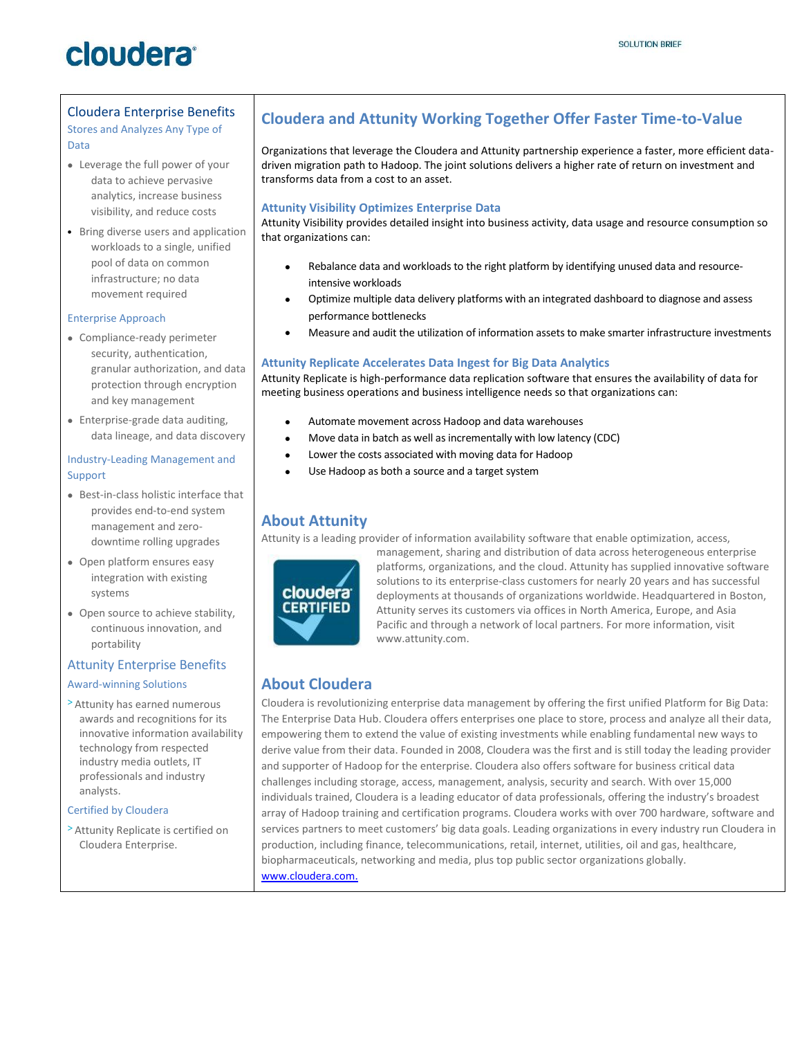SOLUTION BRIEF

## Cloudera Enterprise Benefits

### Stores and Analyzes Any Type of Data

- Leverage the full power of your data to achieve pervasive analytics, increase business visibility, and reduce costs
- Bring diverse users and application workloads to a single, unified pool of data on common infrastructure; no data movement required

### Enterprise Approach

- Compliance-ready perimeter security, authentication, granular authorization, and data protection through encryption and key management
- Enterprise-grade data auditing, data lineage, and data discovery

### Industry-Leading Management and Support

- Best-in-class holistic interface that provides end-to-end system management and zero-downtime rolling upgrades
- Open platform ensures easy integration with existing systems
- Open source to achieve stability, continuous innovation, and portability

## Attunity Enterprise Benefits

### Award-winning Solutions

> Attunity has earned numerous awards and recognitions for its innovative information availability technology from respected industry media outlets, IT professionals and industry analysts.

### Certified by Cloudera

> Attunity Replicate is certified on Cloudera Enterprise.

# Cloudera and Attunity Working Together Offer Faster Time-to-Value

Organizations that leverage the Cloudera and Attunity partnership experience a faster, more efficient data-driven migration path to Hadoop. The joint solutions delivers a higher rate of return on investment and transforms data from a cost to an asset.

### Attunity Visibility Optimizes Enterprise Data

Attunity Visibility provides detailed insight into business activity, data usage and resource consumption so that organizations can:

- Rebalance data and workloads to the right platform by identifying unused data and resource-intensive workloads
- Optimize multiple data delivery platforms with an integrated dashboard to diagnose and assess performance bottlenecks
- Measure and audit the utilization of information assets to make smarter infrastructure investments

### Attunity Replicate Accelerates Data Ingest for Big Data Analytics

Attunity Replicate is high-performance data replication software that ensures the availability of data for meeting business operations and business intelligence needs so that organizations can:

- Automate movement across Hadoop and data warehouses
- Move data in batch as well as incrementally with low latency (CDC)
- Lower the costs associated with moving data for Hadoop
- Use Hadoop as both a source and a target system

## About Attunity

Attunity is a leading provider of information availability software that enable optimization, access, management, sharing and distribution of data across heterogeneous enterprise platforms, organizations, and the cloud. Attunity has supplied innovative software solutions to its enterprise-class customers for nearly 20 years and has successful deployments at thousands of organizations worldwide. Headquartered in Boston, Attunity serves its customers via offices in North America, Europe, and Asia Pacific and through a network of local partners. For more information, visit www.attunity.com.

## About Cloudera

Cloudera is revolutionizing enterprise data management by offering the first unified Platform for Big Data: The Enterprise Data Hub. Cloudera offers enterprises one place to store, process and analyze all their data, empowering them to extend the value of existing investments while enabling fundamental new ways to derive value from their data. Founded in 2008, Cloudera was the first and is still today the leading provider and supporter of Hadoop for the enterprise. Cloudera also offers software for business critical data challenges including storage, access, management, analysis, security and search. With over 15,000 individuals trained, Cloudera is a leading educator of data professionals, offering the industry's broadest array of Hadoop training and certification programs. Cloudera works with over 700 hardware, software and services partners to meet customers' big data goals. Leading organizations in every industry run Cloudera in production, including finance, telecommunications, retail, internet, utilities, oil and gas, healthcare, biopharmaceuticals, networking and media, plus top public sector organizations globally. www.cloudera.com.